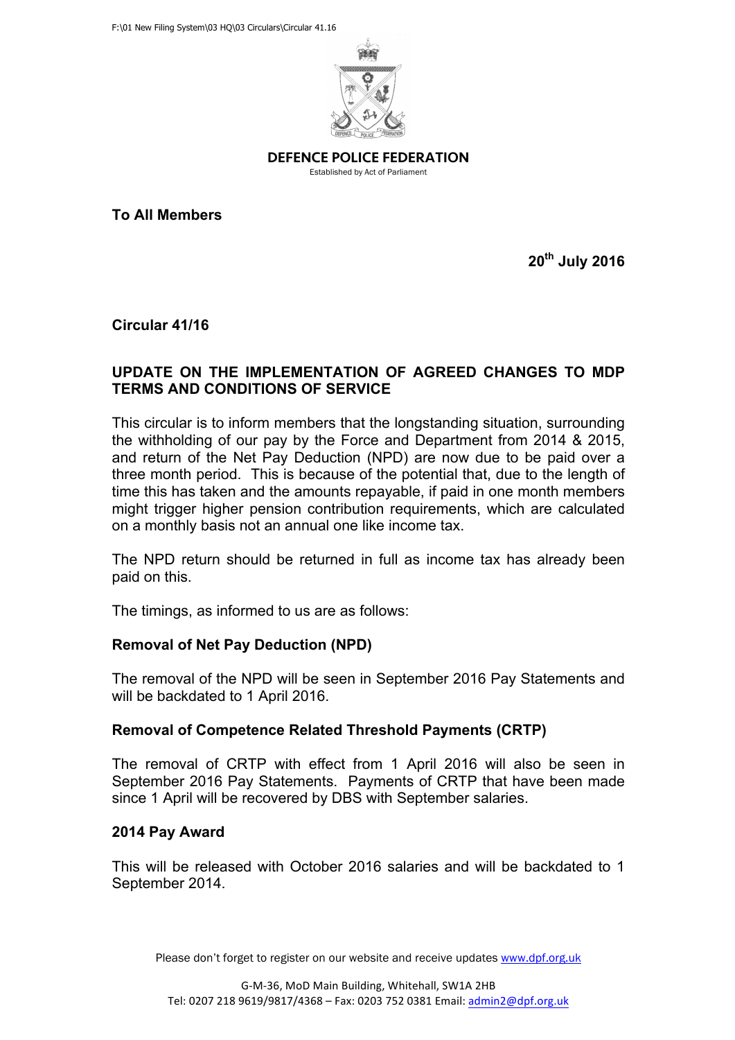F:\01 New Filing System\03 HQ\03 Circulars\Circular 41.16

**DEFENCE POLICE FEDERATION**

Established by Act of Parliament

**To All Members**

**20th July 2016**

**Circular 41/16**

## UPDATE ON THE IMPLEMENTATION OF AGREED CHANGES TO MDP TERMS AND CONDITIONS OF SERVICE

This circular is to inform members that the longstanding situation, surrounding the withholding of our pay by the Force and Department from 2014 & 2015, and return of the Net Pay Deduction (NPD) are now due to be paid over a three month period. This is because of the potential that, due to the length of time this has taken and the amounts repayable, if paid in one month members might trigger higher pension contribution requirements, which are calculated on a monthly basis not an annual one like income tax.

The NPD return should be returned in full as income tax has already been paid on this.

The timings, as informed to us are as follows:

### Removal of Net Pay Deduction (NPD)

The removal of the NPD will be seen in September 2016 Pay Statements and will be backdated to 1 April 2016.

### Removal of Competence Related Threshold Payments (CRTP)

The removal of CRTP with effect from 1 April 2016 will also be seen in September 2016 Pay Statements. Payments of CRTP that have been made since 1 April will be recovered by DBS with September salaries.

### 2014 Pay Award

This will be released with October 2016 salaries and will be backdated to 1 September 2014.

Please don't forget to register on our website and receive updates www.dpf.org.uk

G-M-36, MoD Main Building, Whitehall, SW1A 2HB
Tel: 0207 218 9619/9817/4368 – Fax: 0203 752 0381 Email: admin2@dpf.org.uk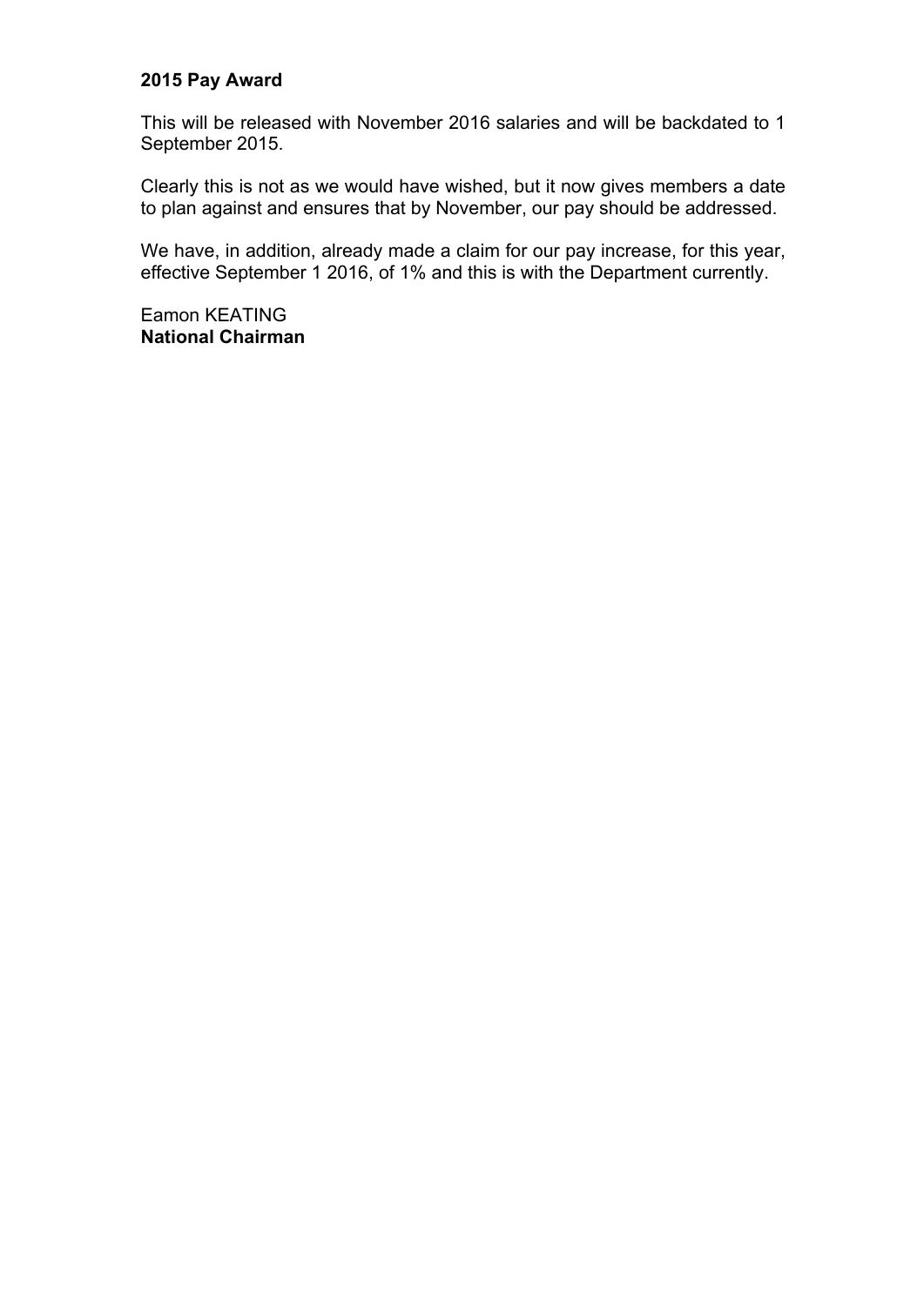**2015 Pay Award**

This will be released with November 2016 salaries and will be backdated to 1 September 2015.

Clearly this is not as we would have wished, but it now gives members a date to plan against and ensures that by November, our pay should be addressed.

We have, in addition, already made a claim for our pay increase, for this year, effective September 1 2016, of 1% and this is with the Department currently.

Eamon KEATING
**National Chairman**